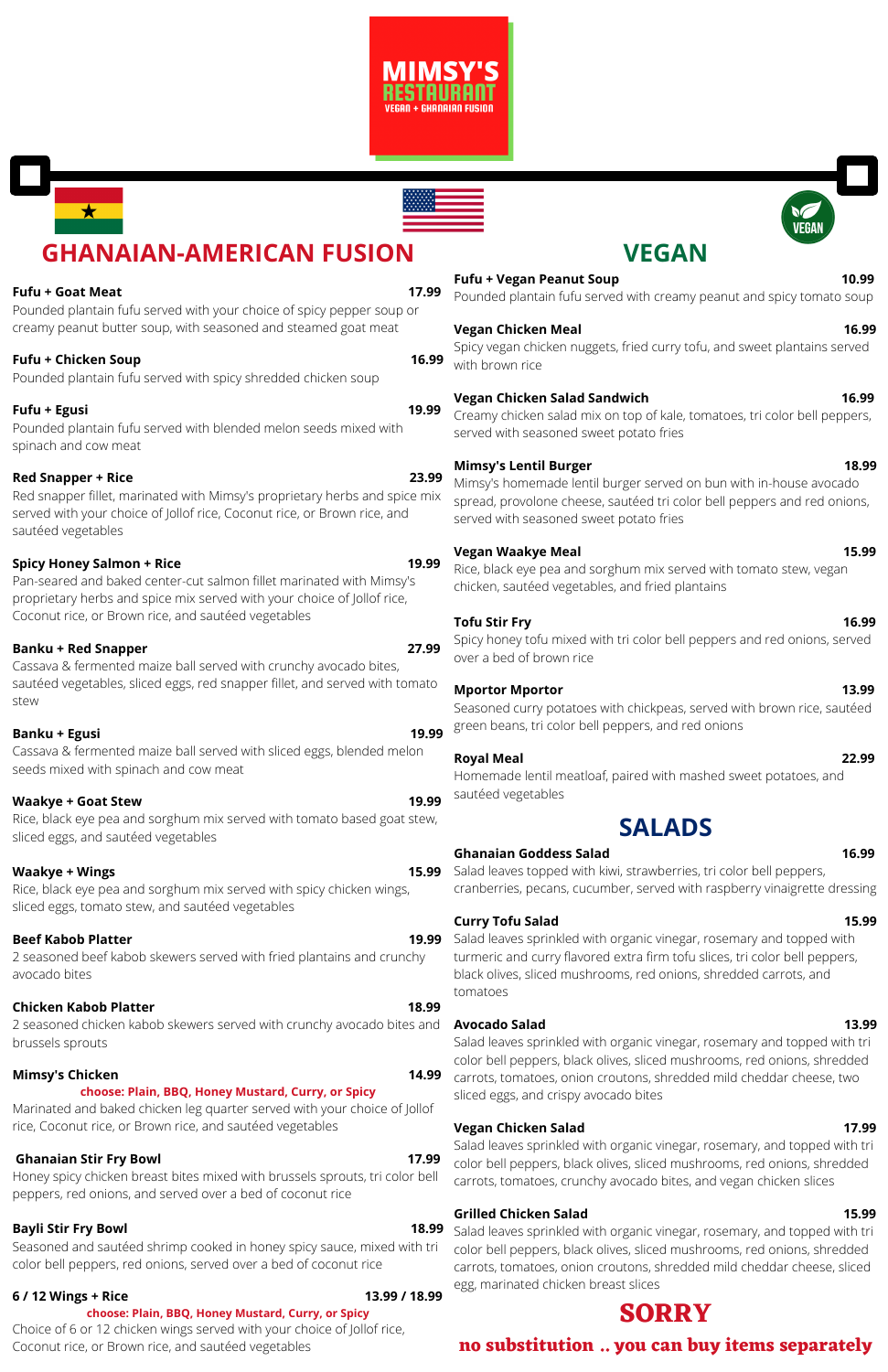# MIMSY'S RESTAURANT

VEGAN + GHANAIAN FUSION

## GHANAIAN-AMERICAN FUSION

**Fufu + Goat Meat** 17.99
Pounded plantain fufu served with your choice of spicy pepper soup or creamy peanut butter soup, with seasoned and steamed goat meat

**Fufu + Chicken Soup** 16.99
Pounded plantain fufu served with spicy shredded chicken soup

**Fufu + Egusi** 19.99
Pounded plantain fufu served with blended melon seeds mixed with spinach and cow meat

**Red Snapper + Rice** 23.99
Red snapper fillet, marinated with Mimsy's proprietary herbs and spice mix served with your choice of Jollof rice, Coconut rice, or Brown rice, and sautéed vegetables

**Spicy Honey Salmon + Rice** 19.99
Pan-seared and baked center-cut salmon fillet marinated with Mimsy's proprietary herbs and spice mix served with your choice of Jollof rice, Coconut rice, or Brown rice, and sautéed vegetables

**Banku + Red Snapper** 27.99
Cassava & fermented maize ball served with crunchy avocado bites, sautéed vegetables, sliced eggs, red snapper fillet, and served with tomato stew

**Banku + Egusi** 19.99
Cassava & fermented maize ball served with sliced eggs, blended melon seeds mixed with spinach and cow meat

**Waakye + Goat Stew** 19.99
Rice, black eye pea and sorghum mix served with tomato based goat stew, sliced eggs, and sautéed vegetables

**Waakye + Wings** 15.99
Rice, black eye pea and sorghum mix served with spicy chicken wings, sliced eggs, tomato stew, and sautéed vegetables

**Beef Kabob Platter** 19.99
2 seasoned beef kabob skewers served with fried plantains and crunchy avocado bites

**Chicken Kabob Platter** 18.99
2 seasoned chicken kabob skewers served with crunchy avocado bites and brussels sprouts

**Mimsy's Chicken** 14.99
**choose: Plain, BBQ, Honey Mustard, Curry, or Spicy**
Marinated and baked chicken leg quarter served with your choice of Jollof rice, Coconut rice, or Brown rice, and sautéed vegetables

**Ghanaian Stir Fry Bowl** 17.99
Honey spicy chicken breast bites mixed with brussels sprouts, tri color bell peppers, red onions, and served over a bed of coconut rice

**Bayli Stir Fry Bowl** 18.99
Seasoned and sautéed shrimp cooked in honey spicy sauce, mixed with tri color bell peppers, red onions, served over a bed of coconut rice

**6 / 12 Wings + Rice** 13.99 / 18.99
**choose: Plain, BBQ, Honey Mustard, Curry, or Spicy**
Choice of 6 or 12 chicken wings served with your choice of Jollof rice, Coconut rice, or Brown rice, and sautéed vegetables

## VEGAN

**Fufu + Vegan Peanut Soup** 10.99
Pounded plantain fufu served with creamy peanut and spicy tomato soup

**Vegan Chicken Meal** 16.99
Spicy vegan chicken nuggets, fried curry tofu, and sweet plantains served with brown rice

**Vegan Chicken Salad Sandwich** 16.99
Creamy chicken salad mix on top of kale, tomatoes, tri color bell peppers, served with seasoned sweet potato fries

**Mimsy's Lentil Burger** 18.99
Mimsy's homemade lentil burger served on bun with in-house avocado spread, provolone cheese, sautéed tri color bell peppers and red onions, served with seasoned sweet potato fries

**Vegan Waakye Meal** 15.99
Rice, black eye pea and sorghum mix served with tomato stew, vegan chicken, sautéed vegetables, and fried plantains

**Tofu Stir Fry** 16.99
Spicy honey tofu mixed with tri color bell peppers and red onions, served over a bed of brown rice

**Mportor Mportor** 13.99
Seasoned curry potatoes with chickpeas, served with brown rice, sautéed green beans, tri color bell peppers, and red onions

**Royal Meal** 22.99
Homemade lentil meatloaf, paired with mashed sweet potatoes, and sautéed vegetables

## SALADS

**Ghanaian Goddess Salad** 16.99
Salad leaves topped with kiwi, strawberries, tri color bell peppers, cranberries, pecans, cucumber, served with raspberry vinaigrette dressing

**Curry Tofu Salad** 15.99
Salad leaves sprinkled with organic vinegar, rosemary and topped with turmeric and curry flavored extra firm tofu slices, tri color bell peppers, black olives, sliced mushrooms, red onions, shredded carrots, and tomatoes

**Avocado Salad** 13.99
Salad leaves sprinkled with organic vinegar, rosemary and topped with tri color bell peppers, black olives, sliced mushrooms, red onions, shredded carrots, tomatoes, onion croutons, shredded mild cheddar cheese, two sliced eggs, and crispy avocado bites

**Vegan Chicken Salad** 17.99
Salad leaves sprinkled with organic vinegar, rosemary, and topped with tri color bell peppers, black olives, sliced mushrooms, red onions, shredded carrots, tomatoes, crunchy avocado bites, and vegan chicken slices

**Grilled Chicken Salad** 15.99
Salad leaves sprinkled with organic vinegar, rosemary, and topped with tri color bell peppers, black olives, sliced mushrooms, red onions, shredded carrots, tomatoes, onion croutons, shredded mild cheddar cheese, sliced egg, marinated chicken breast slices

## SORRY

**no substitution .. you can buy items separately**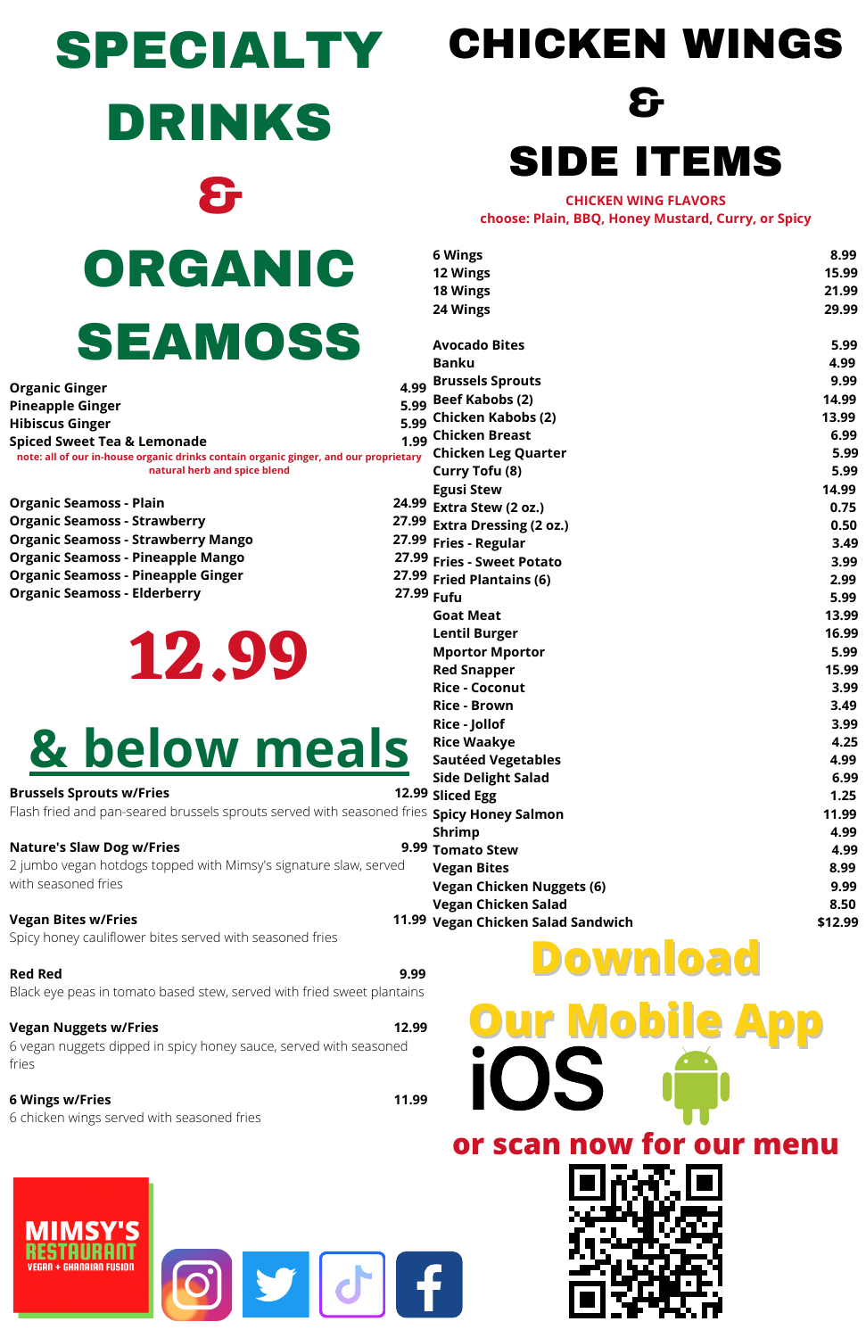# SPECIALTY DRINKS & ORGANIC SEAMOSS

| | |
|---|---|
| **Organic Ginger** | **4.99** |
| **Pineapple Ginger** | **5.99** |
| **Hibiscus Ginger** | **5.99** |
| **Spiced Sweet Tea & Lemonade** | **1.99** |

note: all of our in-house organic drinks contain organic ginger, and our proprietary natural herb and spice blend

| | |
|---|---|
| **Organic Seamoss - Plain** | **24.99** |
| **Organic Seamoss - Strawberry** | **27.99** |
| **Organic Seamoss - Strawberry Mango** | **27.99** |
| **Organic Seamoss - Pineapple Mango** | **27.99** |
| **Organic Seamoss - Pineapple Ginger** | **27.99** |
| **Organic Seamoss - Elderberry** | **27.99** |

# 12.99 & below meals

**Brussels Sprouts w/Fries** **12.99**
Flash fried and pan-seared brussels sprouts served with seasoned fries

**Nature's Slaw Dog w/Fries** **9.99**
2 jumbo vegan hotdogs topped with Mimsy's signature slaw, served with seasoned fries

**Vegan Bites w/Fries** **11.99**
Spicy honey cauliflower bites served with seasoned fries

**Red Red** **9.99**
Black eye peas in tomato based stew, served with fried sweet plantains

**Vegan Nuggets w/Fries** **12.99**
6 vegan nuggets dipped in spicy honey sauce, served with seasoned fries

**6 Wings w/Fries** **11.99**
6 chicken wings served with seasoned fries

# CHICKEN WINGS & SIDE ITEMS

**CHICKEN WING FLAVORS**
**choose: Plain, BBQ, Honey Mustard, Curry, or Spicy**

| | |
|---|---|
| **6 Wings** | **8.99** |
| **12 Wings** | **15.99** |
| **18 Wings** | **21.99** |
| **24 Wings** | **29.99** |

| | |
|---|---|
| **Avocado Bites** | **5.99** |
| **Banku** | **4.99** |
| **Brussels Sprouts** | **9.99** |
| **Beef Kabobs (2)** | **14.99** |
| **Chicken Kabobs (2)** | **13.99** |
| **Chicken Breast** | **6.99** |
| **Chicken Leg Quarter** | **5.99** |
| **Curry Tofu (8)** | **5.99** |
| **Egusi Stew** | **14.99** |
| **Extra Stew (2 oz.)** | **0.75** |
| **Extra Dressing (2 oz.)** | **0.50** |
| **Fries - Regular** | **3.49** |
| **Fries - Sweet Potato** | **3.99** |
| **Fried Plantains (6)** | **2.99** |
| **Fufu** | **5.99** |
| **Goat Meat** | **13.99** |
| **Lentil Burger** | **16.99** |
| **Mportor Mportor** | **5.99** |
| **Red Snapper** | **15.99** |
| **Rice - Coconut** | **3.99** |
| **Rice - Brown** | **3.49** |
| **Rice - Jollof** | **3.99** |
| **Rice Waakye** | **4.25** |
| **Sautéed Vegetables** | **4.99** |
| **Side Delight Salad** | **6.99** |
| **Sliced Egg** | **1.25** |
| **Spicy Honey Salmon** | **11.99** |
| **Shrimp** | **4.99** |
| **Tomato Stew** | **4.99** |
| **Vegan Bites** | **8.99** |
| **Vegan Chicken Nuggets (6)** | **9.99** |
| **Vegan Chicken Salad** | **8.50** |
| **Vegan Chicken Salad Sandwich** | **$12.99** |

**Download Our Mobile App**

iOS

**or scan now for our menu**

MIMSY'S RESTAURANT
VEGAN + GHANAIAN FUSION